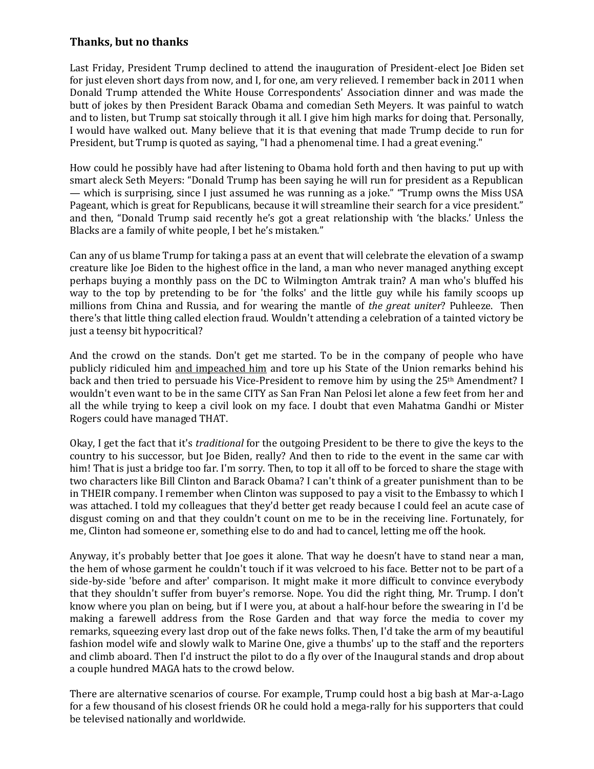### **Thanks, but no thanks**

Last Friday, President Trump declined to attend the inauguration of President-elect Joe Biden set for just eleven short days from now, and I, for one, am very relieved. I remember back in 2011 when Donald Trump attended the White House Correspondents' Association dinner and was made the butt of jokes by then President Barack Obama and comedian Seth Meyers. It was painful to watch and to listen, but Trump sat stoically through it all. I give him high marks for doing that. Personally, I would have walked out. Many believe that it is that evening that made Trump decide to run for President, but Trump is quoted as saying, "I had a phenomenal time. I had a great evening."

How could he possibly have had after listening to Obama hold forth and then having to put up with smart aleck Seth Meyers: "Donald Trump has been saying he will run for president as a Republican — which is surprising, since I just assumed he was running as a joke." "Trump owns the Miss USA Pageant, which is great for Republicans, because it will streamline their search for a vice president." and then, "Donald Trump said recently he's got a great relationship with 'the blacks.' Unless the Blacks are a family of white people, I bet he's mistaken."

Can any of us blame Trump for taking a pass at an event that will celebrate the elevation of a swamp creature like Joe Biden to the highest office in the land, a man who never managed anything except perhaps buying a monthly pass on the DC to Wilmington Amtrak train? A man who's bluffed his way to the top by pretending to be for 'the folks' and the little guy while his family scoops up millions from China and Russia, and for wearing the mantle of *the great uniter*? Puhleeze. Then there's that little thing called election fraud. Wouldn't attending a celebration of a tainted victory be just a teensy bit hypocritical?

And the crowd on the stands. Don't get me started. To be in the company of people who have publicly ridiculed him and impeached him and tore up his State of the Union remarks behind his back and then tried to persuade his Vice-President to remove him by using the 25th Amendment? I wouldn't even want to be in the same CITY as San Fran Nan Pelosi let alone a few feet from her and all the while trying to keep a civil look on my face. I doubt that even Mahatma Gandhi or Mister Rogers could have managed THAT.

Okay, I get the fact that it's *traditional* for the outgoing President to be there to give the keys to the country to his successor, but Joe Biden, really? And then to ride to the event in the same car with him! That is just a bridge too far. I'm sorry. Then, to top it all off to be forced to share the stage with two characters like Bill Clinton and Barack Obama? I can't think of a greater punishment than to be in THEIR company. I remember when Clinton was supposed to pay a visit to the Embassy to which I was attached. I told my colleagues that they'd better get ready because I could feel an acute case of disgust coming on and that they couldn't count on me to be in the receiving line. Fortunately, for me, Clinton had someone er, something else to do and had to cancel, letting me off the hook.

Anyway, it's probably better that Joe goes it alone. That way he doesn't have to stand near a man, the hem of whose garment he couldn't touch if it was velcroed to his face. Better not to be part of a side-by-side 'before and after' comparison. It might make it more difficult to convince everybody that they shouldn't suffer from buyer's remorse. Nope. You did the right thing, Mr. Trump. I don't know where you plan on being, but if I were you, at about a half-hour before the swearing in I'd be making a farewell address from the Rose Garden and that way force the media to cover my remarks, squeezing every last drop out of the fake news folks. Then, I'd take the arm of my beautiful fashion model wife and slowly walk to Marine One, give a thumbs' up to the staff and the reporters and climb aboard. Then I'd instruct the pilot to do a fly over of the Inaugural stands and drop about a couple hundred MAGA hats to the crowd below.

There are alternative scenarios of course. For example, Trump could host a big bash at Mar-a-Lago for a few thousand of his closest friends OR he could hold a mega-rally for his supporters that could be televised nationally and worldwide.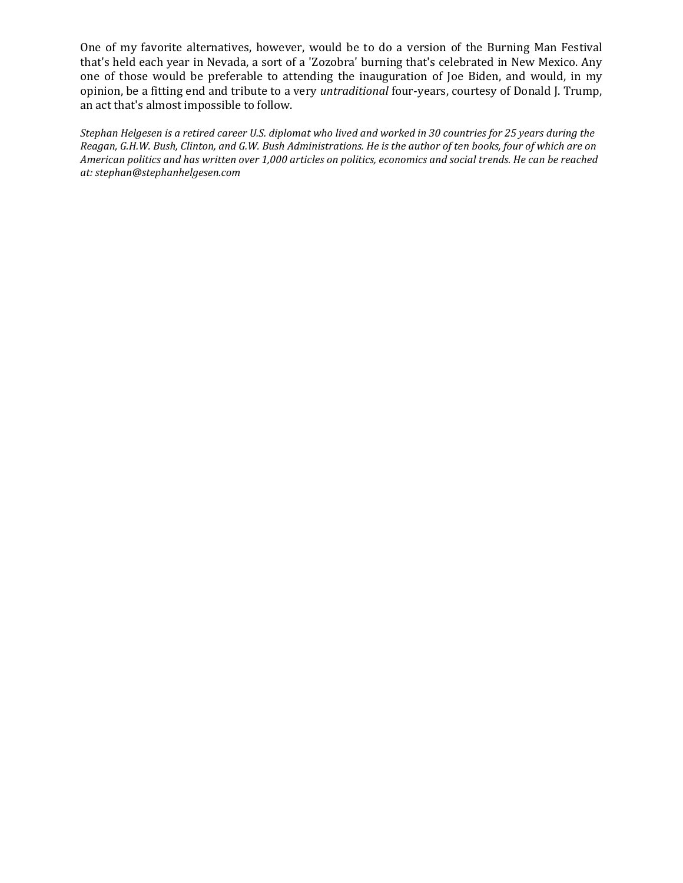One of my favorite alternatives, however, would be to do a version of the Burning Man Festival that's held each year in Nevada, a sort of a 'Zozobra' burning that's celebrated in New Mexico. Any one of those would be preferable to attending the inauguration of Joe Biden, and would, in my opinion, be a fitting end and tribute to a very *untraditional* four-years, courtesy of Donald J. Trump, an act that's almost impossible to follow.

*Stephan Helgesen is a retired career U.S. diplomat who lived and worked in 30 countries for 25 years during the Reagan, G.H.W. Bush, Clinton, and G.W. Bush Administrations. He is the author of ten books, four of which are on American politics and has written over 1,000 articles on politics, economics and social trends. He can be reached at: stephan@stephanhelgesen.com*